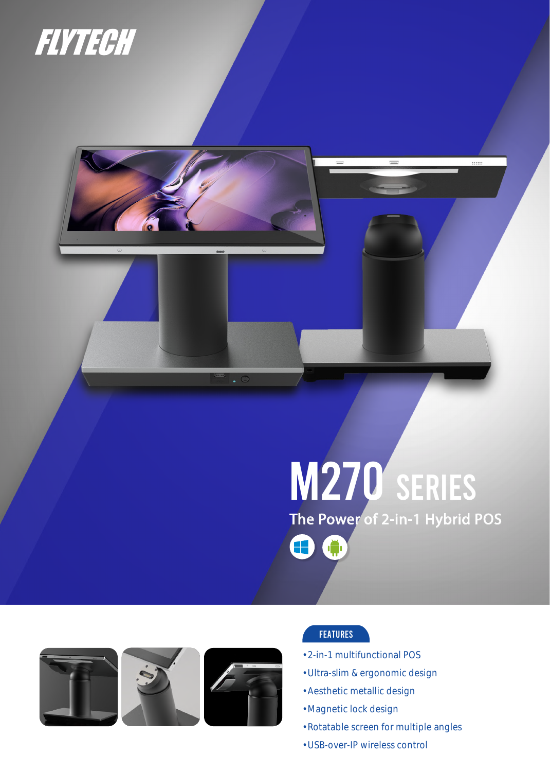FLYTECH

# M270 SERIES

## The Power of 2-in-1 Hybrid POS

### FEATURES

- 2-in-1 multifunctional POS
- Ultra-slim & ergonomic design
- Aesthetic metallic design
- Magnetic lock design
- Rotatable screen for multiple angles
- USB-over-IP wireless control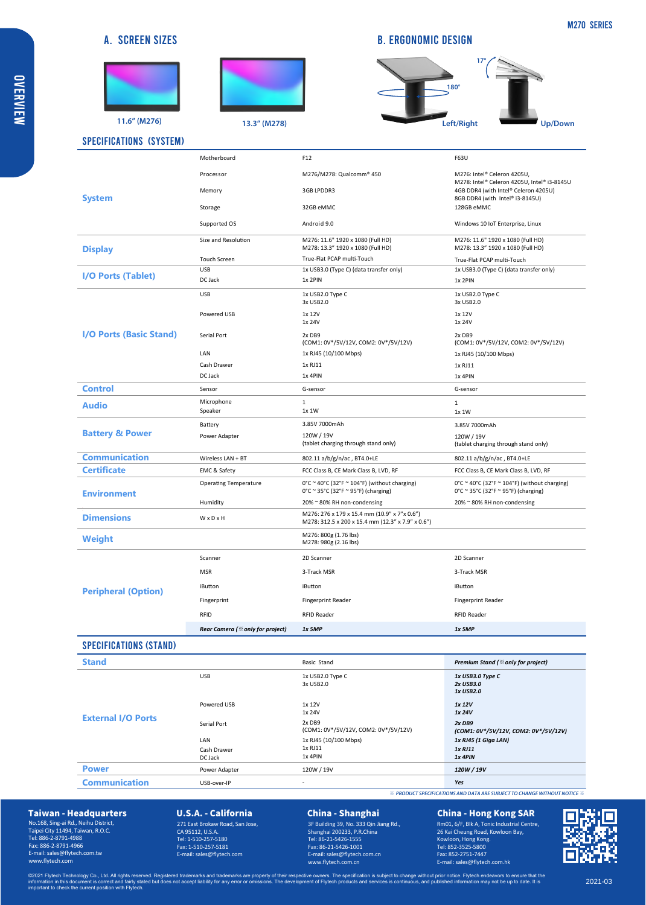## A. SCREEN SIZES

11.6" (M276)

13.3" (M278)

## B. ERGONOMIC DESIGN

17°

180°

Left/Right

Up/Down

## SPECIFICATIONS (SYSTEM)

| | | | |
|---|---|---|---|
| **System** | Motherboard | F12 | F63U |
| | Processor | M276/M278: Qualcomm® 450 | M276: Intel® Celeron 4205U, M278: Intel® Celeron 4205U, Intel® i3-8145U |
| | Memory | 3GB LPDDR3 | 4GB DDR4 (with Intel® Celeron 4205U) 8GB DDR4 (with Intel® i3-8145U) |
| | Storage | 32GB eMMC | 128GB eMMC |
| | Supported OS | Android 9.0 | Windows 10 IoT Enterprise, Linux |
| **Display** | Size and Resolution | M276: 11.6" 1920 x 1080 (Full HD) M278: 13.3" 1920 x 1080 (Full HD) | M276: 11.6" 1920 x 1080 (Full HD) M278: 13.3" 1920 x 1080 (Full HD) |
| | Touch Screen | True-Flat PCAP multi-Touch | True-Flat PCAP multi-Touch |
| **I/O Ports (Tablet)** | USB | 1x USB3.0 (Type C) (data transfer only) | 1x USB3.0 (Type C) (data transfer only) |
| | DC Jack | 1x 2PIN | 1x 2PIN |
| **I/O Ports (Basic Stand)** | USB | 1x USB2.0 Type C 3x USB2.0 | 1x USB2.0 Type C 3x USB2.0 |
| | Powered USB | 1x 12V 1x 24V | 1x 12V 1x 24V |
| | Serial Port | 2x DB9 (COM1: 0V*/5V/12V, COM2: 0V*/5V/12V) | 2x DB9 (COM1: 0V*/5V/12V, COM2: 0V*/5V/12V) |
| | LAN | 1x RJ45 (10/100 Mbps) | 1x RJ45 (10/100 Mbps) |
| | Cash Drawer | 1x RJ11 | 1x RJ11 |
| | DC Jack | 1x 4PIN | 1x 4PIN |
| **Control** | Sensor | G-sensor | G-sensor |
| **Audio** | Microphone | 1 | 1 |
| | Speaker | 1x 1W | 1x 1W |
| **Battery & Power** | Battery | 3.85V 7000mAh | 3.85V 7000mAh |
| | Power Adapter | 120W / 19V (tablet charging through stand only) | 120W / 19V (tablet charging through stand only) |
| **Communication** | Wireless LAN + BT | 802.11 a/b/g/n/ac , BT4.0+LE | 802.11 a/b/g/n/ac , BT4.0+LE |
| **Certificate** | EMC & Safety | FCC Class B, CE Mark Class B, LVD, RF | FCC Class B, CE Mark Class B, LVD, RF |
| **Environment** | Operating Temperature | 0°C ~ 40°C (32°F ~ 104°F) (without charging) 0°C ~ 35°C (32°F ~ 95°F) (charging) | 0°C ~ 40°C (32°F ~ 104°F) (without charging) 0°C ~ 35°C (32°F ~ 95°F) (charging) |
| | Humidity | 20% ~ 80% RH non-condensing | 20% ~ 80% RH non-condensing |
| **Dimensions** | W x D x H | M276: 276 x 179 x 15.4 mm (10.9" x 7"x 0.6") M278: 312.5 x 200 x 15.4 mm (12.3" x 7.9" x 0.6") | |
| **Weight** | | M276: 800g (1.76 lbs) M278: 980g (2.16 lbs) | |
| **Peripheral (Option)** | Scanner | 2D Scanner | 2D Scanner |
| | MSR | 3-Track MSR | 3-Track MSR |
| | iButton | iButton | iButton |
| | Fingerprint | Fingerprint Reader | Fingerprint Reader |
| | RFID | RFID Reader | RFID Reader |
| | ***Rear Camera (※ only for project)*** | ***1x 5MP*** | ***1x 5MP*** |

## SPECIFICATIONS (STAND)

| | | | |
|---|---|---|---|
| **Stand** | | Basic Stand | ***Premium Stand (※ only for project)*** |
| **External I/O Ports** | USB | 1x USB2.0 Type C 3x USB2.0 | ***1x USB3.0 Type C 2x USB3.0 1x USB2.0*** |
| | Powered USB | 1x 12V 1x 24V | ***1x 12V 1x 24V*** |
| | Serial Port | 2x DB9 (COM1: 0V*/5V/12V, COM2: 0V*/5V/12V) | ***2x DB9 (COM1: 0V*/5V/12V, COM2: 0V*/5V/12V)*** |
| | LAN | 1x RJ45 (10/100 Mbps) | ***1x RJ45 (1 Giga LAN)*** |
| | Cash Drawer | 1x RJ11 | ***1x RJ11*** |
| | DC Jack | 1x 4PIN | ***1x 4PIN*** |
| **Power** | Power Adapter | 120W / 19V | ***120W / 19V*** |
| **Communication** | USB-over-IP | - | ***Yes*** |

*※ PRODUCT SPECIFICATIONS AND DATA ARE SUBJECT TO CHANGE WITHOUT NOTICE ※*

**Taiwan - Headquarters**
No.168, Sing-ai Rd., Neihu District,
Taipei City 11494, Taiwan, R.O.C.
Tel: 886-2-8791-4988
Fax: 886-2-8791-4966
E-mail: sales@flytech.com.tw
www.flytech.com

**U.S.A. - California**
271 East Brokaw Road, San Jose,
CA 95112, U.S.A.
Tel: 1-510-257-5180
Fax: 1-510-257-5181
E-mail: sales@flytech.com

**China - Shanghai**
3F Building 39, No. 333 Qin Jiang Rd.,
Shanghai 200233, P.R.China
Tel: 86-21-5426-1555
Fax: 86-21-5426-1001
E-mail: sales@flytech.com.cn
www.flytech.com.cn

**China - Hong Kong SAR**
Rm01, 6/F, Blk A, Tonic Industrial Centre,
26 Kai Cheung Road, Kowloon Bay,
Kowloon, Hong Kong.
Tel: 852-3525-5800
Fax: 852-2751-7447
E-mail: sales@flytech.com.hk

©2021 Flytech Technology Co., Ltd. All rights reserved. Registered trademarks and trademarks are property of their respective owners. The specification is subject to change without prior notice. Flytech endeavors to ensure that the information in this document is correct and fairly stated but does not accept liability for any error or omissions. The development of Flytech products and services is continuous, and published information may not be up to date. It is important to check the current position with Flytech.

2021-03